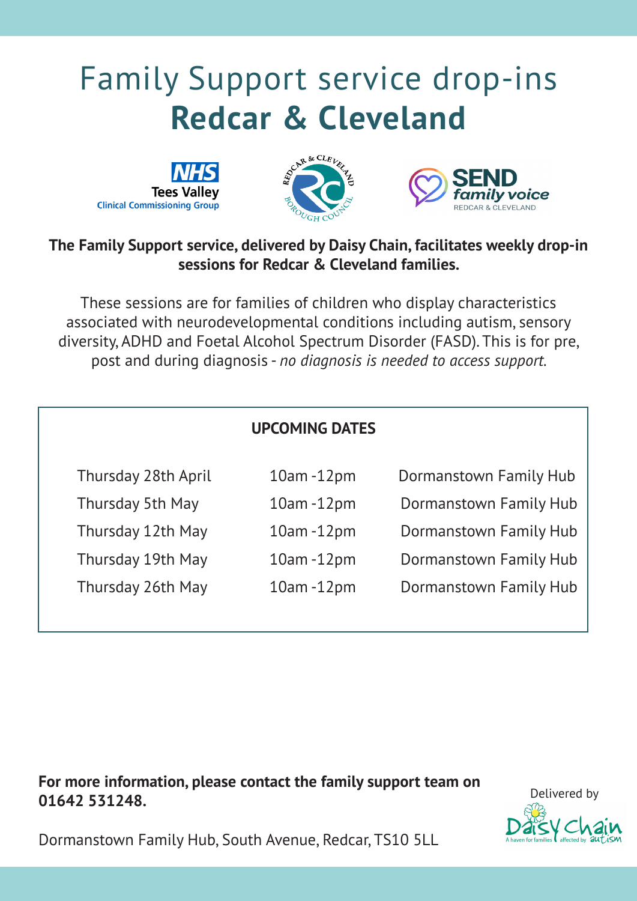# Family Support service drop-ins
# **Redcar & Cleveland**

NHS Tees Valley Clinical Commissioning Group

Redcar & Cleveland Borough Council

SEND family voice Redcar & Cleveland

**The Family Support service, delivered by Daisy Chain, facilitates weekly drop-in sessions for Redcar & Cleveland families.**

These sessions are for families of children who display characteristics associated with neurodevelopmental conditions including autism, sensory diversity, ADHD and Foetal Alcohol Spectrum Disorder (FASD). This is for pre, post and during diagnosis - *no diagnosis is needed to access support.*

**UPCOMING DATES**

| Date | Time | Location |
| --- | --- | --- |
| Thursday 28th April | 10am -12pm | Dormanstown Family Hub |
| Thursday 5th May | 10am -12pm | Dormanstown Family Hub |
| Thursday 12th May | 10am -12pm | Dormanstown Family Hub |
| Thursday 19th May | 10am -12pm | Dormanstown Family Hub |
| Thursday 26th May | 10am -12pm | Dormanstown Family Hub |

**For more information, please contact the family support team on 01642 531248.**

Dormanstown Family Hub, South Avenue, Redcar, TS10 5LL

Delivered by Daisy Chain – A haven for families affected by autism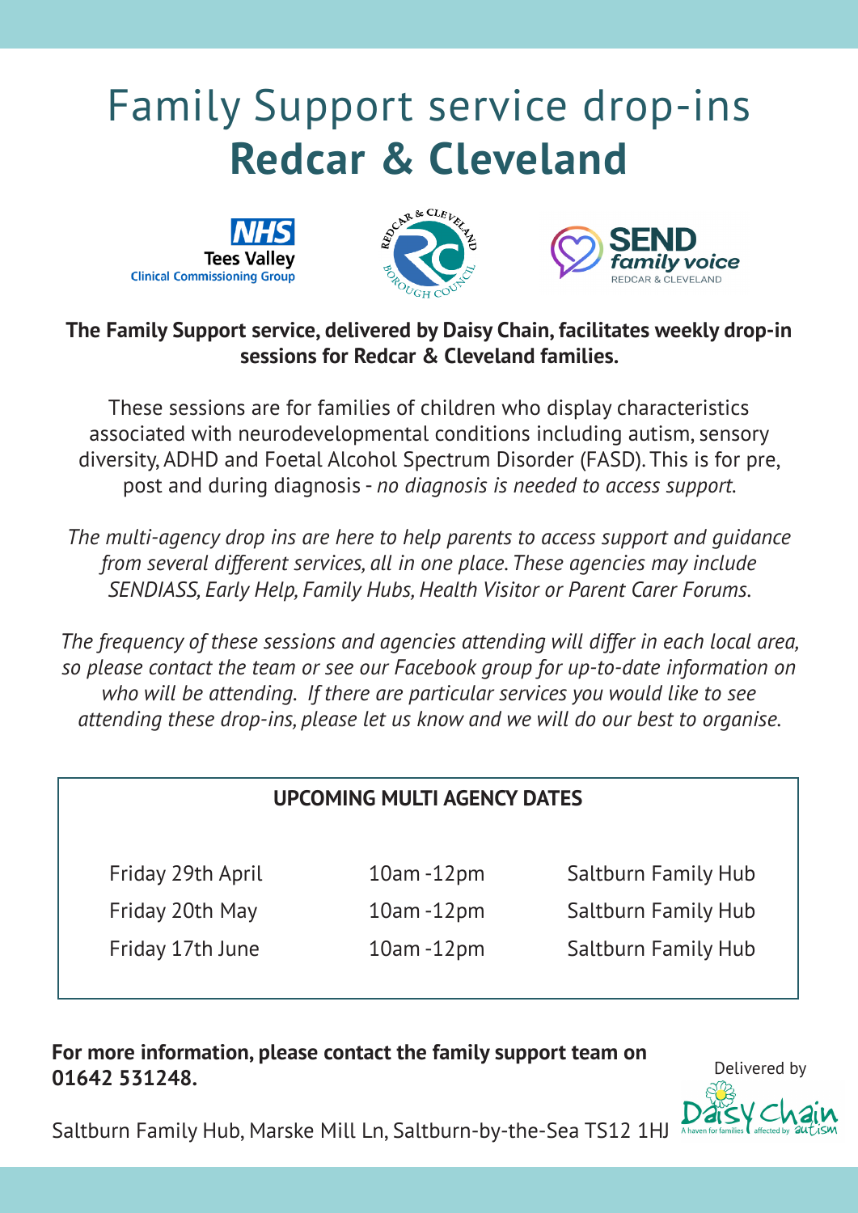# Family Support service drop-ins
# **Redcar & Cleveland**

**The Family Support service, delivered by Daisy Chain, facilitates weekly drop-in sessions for Redcar & Cleveland families.**

These sessions are for families of children who display characteristics associated with neurodevelopmental conditions including autism, sensory diversity, ADHD and Foetal Alcohol Spectrum Disorder (FASD). This is for pre, post and during diagnosis - *no diagnosis is needed to access support.*

*The multi-agency drop ins are here to help parents to access support and guidance from several different services, all in one place. These agencies may include SENDIASS, Early Help, Family Hubs, Health Visitor or Parent Carer Forums.*

*The frequency of these sessions and agencies attending will differ in each local area, so please contact the team or see our Facebook group for up-to-date information on who will be attending. If there are particular services you would like to see attending these drop-ins, please let us know and we will do our best to organise.*

**UPCOMING MULTI AGENCY DATES**

| | | |
|---|---|---|
| Friday 29th April | 10am -12pm | Saltburn Family Hub |
| Friday 20th May | 10am -12pm | Saltburn Family Hub |
| Friday 17th June | 10am -12pm | Saltburn Family Hub |

**For more information, please contact the family support team on 01642 531248.**

Saltburn Family Hub, Marske Mill Ln, Saltburn-by-the-Sea TS12 1HJ

Delivered by Daisy Chain — A haven for families affected by autism